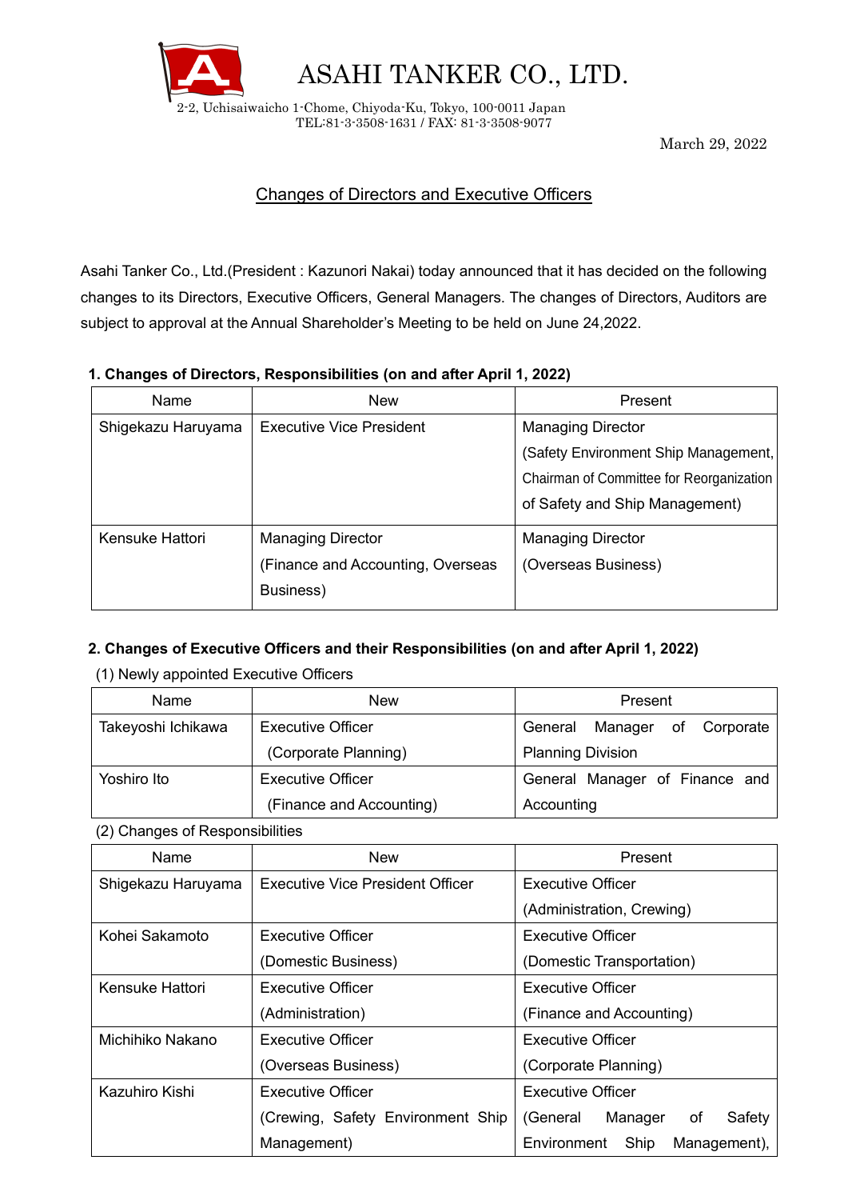# ASAHI TANKER CO., LTD.

2-2, Uchisaiwaicho 1-Chome, Chiyoda-Ku, Tokyo, 100-0011 Japan
TEL:81-3-3508-1631 / FAX: 81-3-3508-9077

March 29, 2022

## Changes of Directors and Executive Officers

Asahi Tanker Co., Ltd.(President : Kazunori Nakai) today announced that it has decided on the following changes to its Directors, Executive Officers, General Managers. The changes of Directors, Auditors are subject to approval at the Annual Shareholder's Meeting to be held on June 24,2022.

### 1. Changes of Directors, Responsibilities (on and after April 1, 2022)

| Name | New | Present |
|---|---|---|
| Shigekazu Haruyama | Executive Vice President | Managing Director (Safety Environment Ship Management, Chairman of Committee for Reorganization of Safety and Ship Management) |
| Kensuke Hattori | Managing Director (Finance and Accounting, Overseas Business) | Managing Director (Overseas Business) |

### 2. Changes of Executive Officers and their Responsibilities (on and after April 1, 2022)

(1) Newly appointed Executive Officers

| Name | New | Present |
|---|---|---|
| Takeyoshi Ichikawa | Executive Officer (Corporate Planning) | General Manager of Corporate Planning Division |
| Yoshiro Ito | Executive Officer (Finance and Accounting) | General Manager of Finance and Accounting |

(2) Changes of Responsibilities

| Name | New | Present |
|---|---|---|
| Shigekazu Haruyama | Executive Vice President Officer | Executive Officer (Administration, Crewing) |
| Kohei Sakamoto | Executive Officer (Domestic Business) | Executive Officer (Domestic Transportation) |
| Kensuke Hattori | Executive Officer (Administration) | Executive Officer (Finance and Accounting) |
| Michihiko Nakano | Executive Officer (Overseas Business) | Executive Officer (Corporate Planning) |
| Kazuhiro Kishi | Executive Officer (Crewing, Safety Environment Ship Management) | Executive Officer (General Manager of Safety Environment Ship Management), |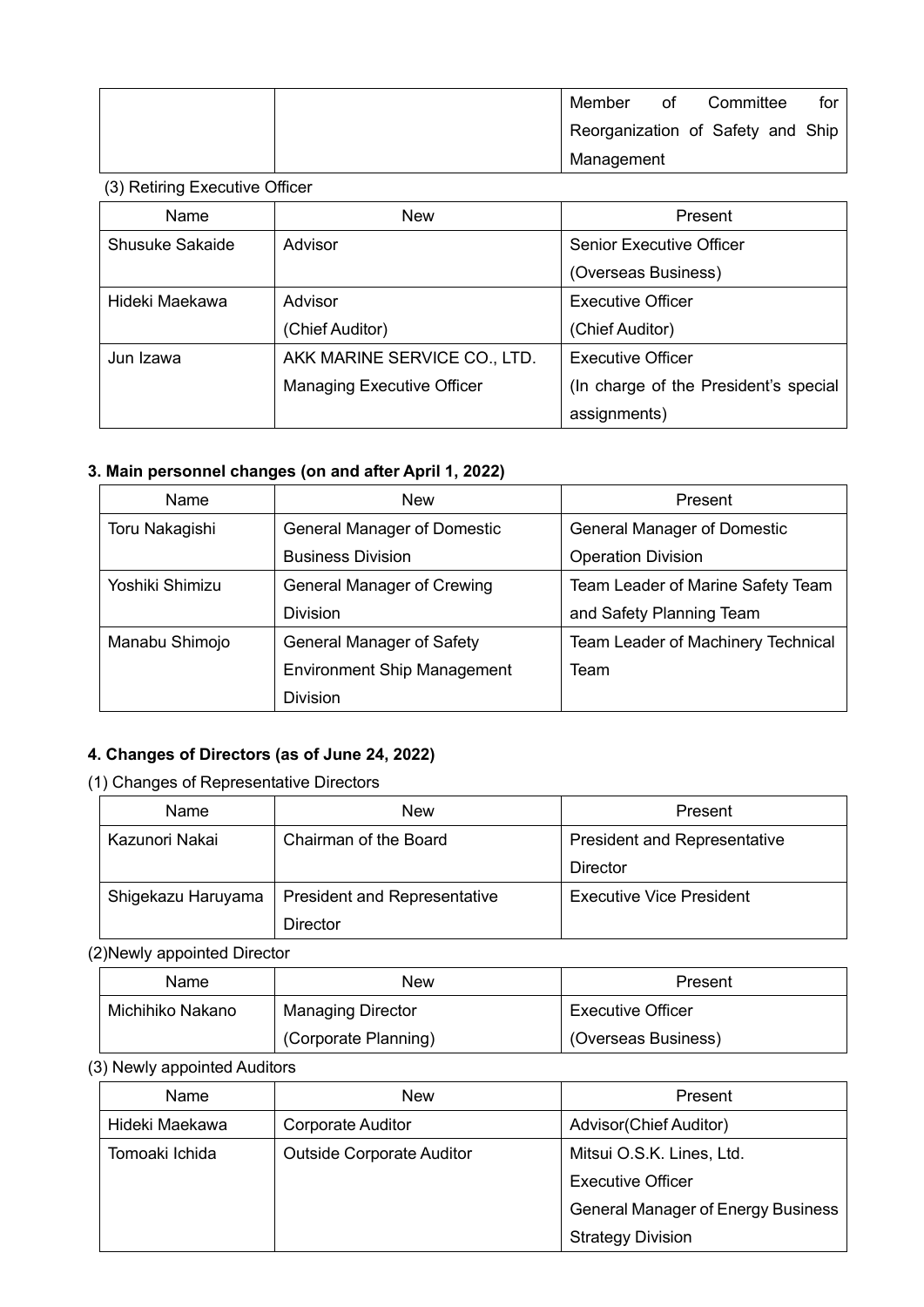| | | Member of Committee for Reorganization of Safety and Ship Management |
|---|---|---|

(3) Retiring Executive Officer

| Name | New | Present |
|---|---|---|
| Shusuke Sakaide | Advisor | Senior Executive Officer (Overseas Business) |
| Hideki Maekawa | Advisor (Chief Auditor) | Executive Officer (Chief Auditor) |
| Jun Izawa | AKK MARINE SERVICE CO., LTD. Managing Executive Officer | Executive Officer (In charge of the President's special assignments) |

**3. Main personnel changes (on and after April 1, 2022)**

| Name | New | Present |
|---|---|---|
| Toru Nakagishi | General Manager of Domestic Business Division | General Manager of Domestic Operation Division |
| Yoshiki Shimizu | General Manager of Crewing Division | Team Leader of Marine Safety Team and Safety Planning Team |
| Manabu Shimojo | General Manager of Safety Environment Ship Management Division | Team Leader of Machinery Technical Team |

**4. Changes of Directors (as of June 24, 2022)**

(1) Changes of Representative Directors

| Name | New | Present |
|---|---|---|
| Kazunori Nakai | Chairman of the Board | President and Representative Director |
| Shigekazu Haruyama | President and Representative Director | Executive Vice President |

(2)Newly appointed Director

| Name | New | Present |
|---|---|---|
| Michihiko Nakano | Managing Director (Corporate Planning) | Executive Officer (Overseas Business) |

(3) Newly appointed Auditors

| Name | New | Present |
|---|---|---|
| Hideki Maekawa | Corporate Auditor | Advisor(Chief Auditor) |
| Tomoaki Ichida | Outside Corporate Auditor | Mitsui O.S.K. Lines, Ltd. Executive Officer General Manager of Energy Business Strategy Division |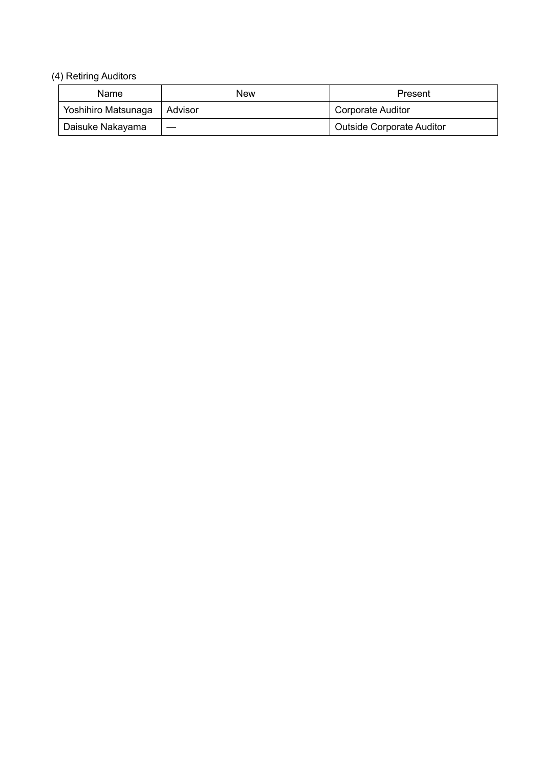(4) Retiring Auditors

| Name | New | Present |
| --- | --- | --- |
| Yoshihiro Matsunaga | Advisor | Corporate Auditor |
| Daisuke Nakayama | — | Outside Corporate Auditor |